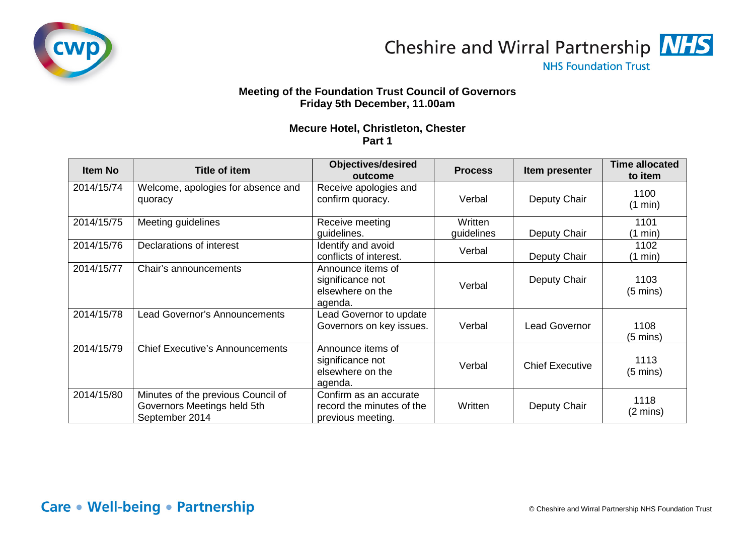Cheshire and Wirral Partnership NHS Foundation Trust

**Meeting of the Foundation Trust Council of Governors**
**Friday 5th December, 11.00am**

**Mecure Hotel, Christleton, Chester**
**Part 1**

| Item No | Title of item | Objectives/desired outcome | Process | Item presenter | Time allocated to item |
|---|---|---|---|---|---|
| 2014/15/74 | Welcome, apologies for absence and quoracy | Receive apologies and confirm quoracy. | Verbal | Deputy Chair | 1100 (1 min) |
| 2014/15/75 | Meeting guidelines | Receive meeting guidelines. | Written guidelines | Deputy Chair | 1101 (1 min) |
| 2014/15/76 | Declarations of interest | Identify and avoid conflicts of interest. | Verbal | Deputy Chair | 1102 (1 min) |
| 2014/15/77 | Chair's announcements | Announce items of significance not elsewhere on the agenda. | Verbal | Deputy Chair | 1103 (5 mins) |
| 2014/15/78 | Lead Governor's Announcements | Lead Governor to update Governors on key issues. | Verbal | Lead Governor | 1108 (5 mins) |
| 2014/15/79 | Chief Executive's Announcements | Announce items of significance not elsewhere on the agenda. | Verbal | Chief Executive | 1113 (5 mins) |
| 2014/15/80 | Minutes of the previous Council of Governors Meetings held 5th September 2014 | Confirm as an accurate record the minutes of the previous meeting. | Written | Deputy Chair | 1118 (2 mins) |

Care • Well-being • Partnership

© Cheshire and Wirral Partnership NHS Foundation Trust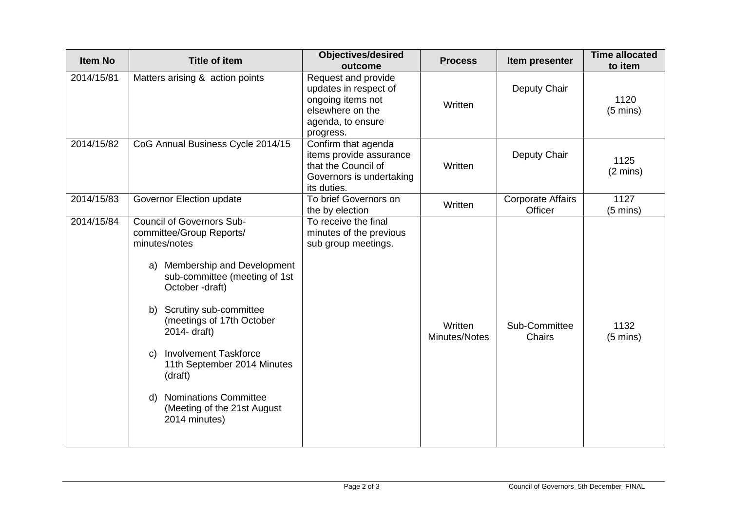| Item No | Title of item | Objectives/desired outcome | Process | Item presenter | Time allocated to item |
|---|---|---|---|---|---|
| 2014/15/81 | Matters arising & action points | Request and provide updates in respect of ongoing items not elsewhere on the agenda, to ensure progress. | Written | Deputy Chair | 1120 (5 mins) |
| 2014/15/82 | CoG Annual Business Cycle 2014/15 | Confirm that agenda items provide assurance that the Council of Governors is undertaking its duties. | Written | Deputy Chair | 1125 (2 mins) |
| 2014/15/83 | Governor Election update | To brief Governors on the by election | Written | Corporate Affairs Officer | 1127 (5 mins) |
| 2014/15/84 | Council of Governors Sub-committee/Group Reports/ minutes/notes<br><br>a) Membership and Development sub-committee (meeting of 1st October -draft)<br><br>b) Scrutiny sub-committee (meetings of 17th October 2014- draft)<br><br>c) Involvement Taskforce 11th September 2014 Minutes (draft)<br><br>d) Nominations Committee (Meeting of the 21st August 2014 minutes) | To receive the final minutes of the previous sub group meetings. | Written Minutes/Notes | Sub-Committee Chairs | 1132 (5 mins) |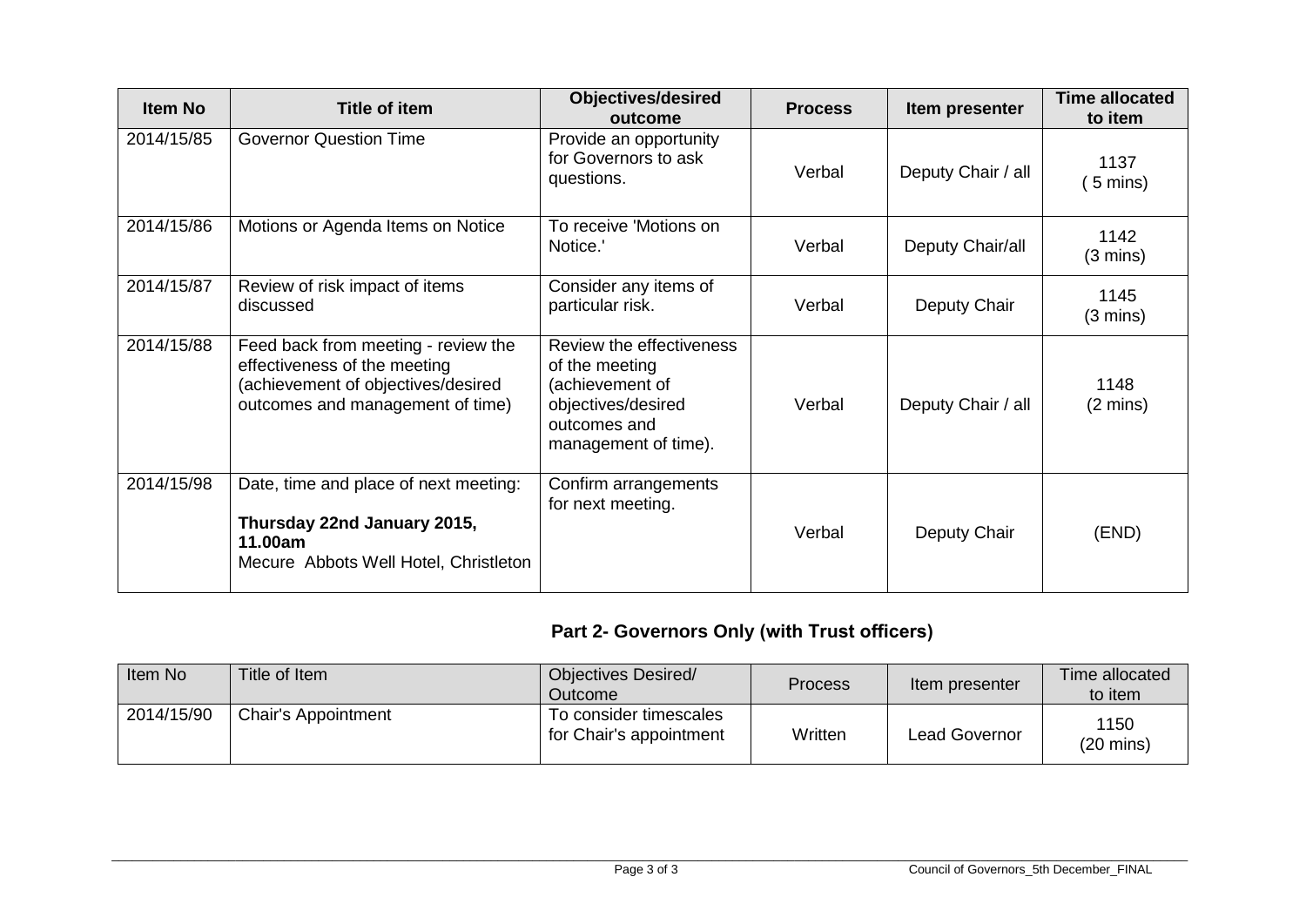| Item No | Title of item | Objectives/desired outcome | Process | Item presenter | Time allocated to item |
|---|---|---|---|---|---|
| 2014/15/85 | Governor Question Time | Provide an opportunity for Governors to ask questions. | Verbal | Deputy Chair / all | 1137 ( 5 mins) |
| 2014/15/86 | Motions or Agenda Items on Notice | To receive 'Motions on Notice.' | Verbal | Deputy Chair/all | 1142 (3 mins) |
| 2014/15/87 | Review of risk impact of items discussed | Consider any items of particular risk. | Verbal | Deputy Chair | 1145 (3 mins) |
| 2014/15/88 | Feed back from meeting - review the effectiveness of the meeting (achievement of objectives/desired outcomes and management of time) | Review the effectiveness of the meeting (achievement of objectives/desired outcomes and management of time). | Verbal | Deputy Chair / all | 1148 (2 mins) |
| 2014/15/98 | Date, time and place of next meeting: **Thursday 22nd January 2015, 11.00am** Mecure Abbots Well Hotel, Christleton | Confirm arrangements for next meeting. | Verbal | Deputy Chair | (END) |

## Part 2- Governors Only (with Trust officers)

| Item No | Title of Item | Objectives Desired/ Outcome | Process | Item presenter | Time allocated to item |
|---|---|---|---|---|---|
| 2014/15/90 | Chair's Appointment | To consider timescales for Chair's appointment | Written | Lead Governor | 1150 (20 mins) |